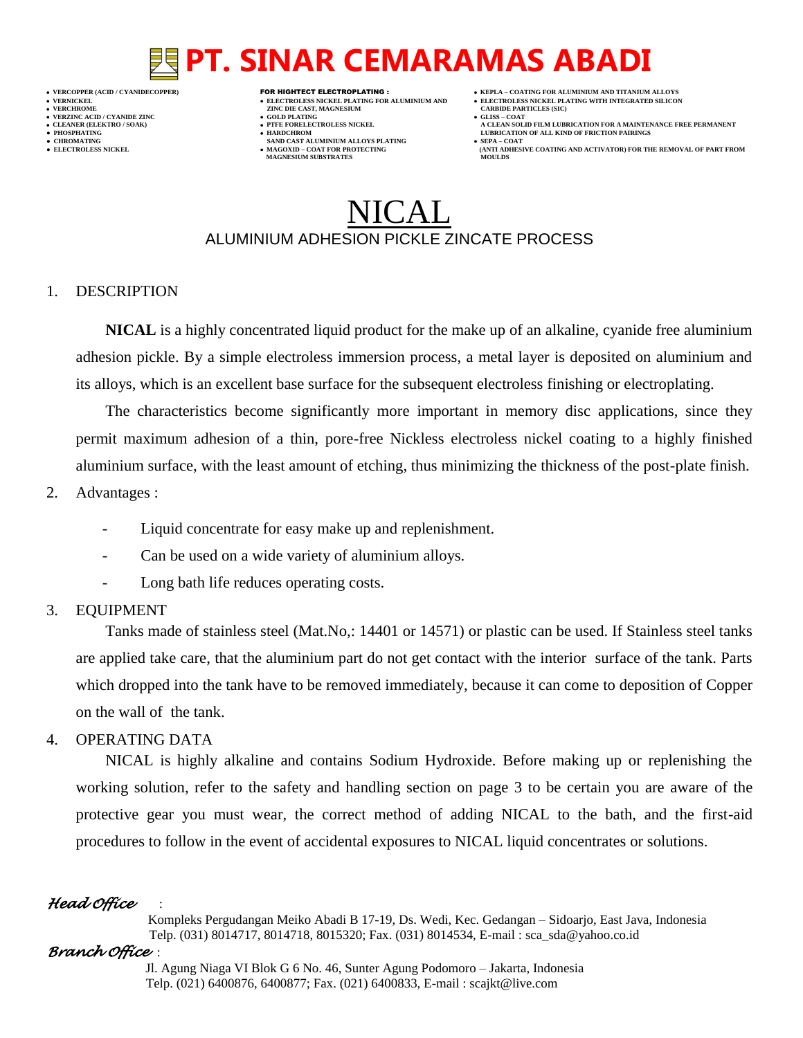# PT. SINAR CEMARAMAS ABADI

- VERCOPPER (ACID / CYANIDECOPPER)
- VERNICKEL
- VERCHROME
- VERZINC ACID / CYANIDE ZINC
- CLEANER (ELEKTRO / SOAK)
- PHOSPHATING
- CHROMATING
- ELECTROLESS NICKEL

**FOR HIGHTECT ELECTROPLATING :**

- ELECTROLESS NICKEL PLATING FOR ALUMINIUM AND ZINC DIE CAST, MAGNESIUM
- GOLD PLATING
- PTFE FORELECTROLESS NICKEL
- HARDCHROM SAND CAST ALUMINIUM ALLOYS PLATING
- MAGOXID – COAT FOR PROTECTING MAGNESIUM SUBSTRATES

- KEPLA – COATING FOR ALUMINIUM AND TITANIUM ALLOYS
- ELECTROLESS NICKEL PLATING WITH INTEGRATED SILICON CARBIDE PARTICLES (SIC)
- GLISS – COAT A CLEAN SOLID FILM LUBRICATION FOR A MAINTENANCE FREE PERMANENT LUBRICATION OF ALL KIND OF FRICTION PAIRINGS
- SEPA – COAT (ANTI ADHESIVE COATING AND ACTIVATOR) FOR THE REMOVAL OF PART FROM MOULDS

# NICAL

ALUMINIUM ADHESION PICKLE ZINCATE PROCESS

## 1. DESCRIPTION

**NICAL** is a highly concentrated liquid product for the make up of an alkaline, cyanide free aluminium adhesion pickle. By a simple electroless immersion process, a metal layer is deposited on aluminium and its alloys, which is an excellent base surface for the subsequent electroless finishing or electroplating.

The characteristics become significantly more important in memory disc applications, since they permit maximum adhesion of a thin, pore-free Nickless electroless nickel coating to a highly finished aluminium surface, with the least amount of etching, thus minimizing the thickness of the post-plate finish.

## 2. Advantages :

- Liquid concentrate for easy make up and replenishment.
- Can be used on a wide variety of aluminium alloys.
- Long bath life reduces operating costs.

## 3. EQUIPMENT

Tanks made of stainless steel (Mat.No,: 14401 or 14571) or plastic can be used. If Stainless steel tanks are applied take care, that the aluminium part do not get contact with the interior surface of the tank. Parts which dropped into the tank have to be removed immediately, because it can come to deposition of Copper on the wall of the tank.

## 4. OPERATING DATA

NICAL is highly alkaline and contains Sodium Hydroxide. Before making up or replenishing the working solution, refer to the safety and handling section on page 3 to be certain you are aware of the protective gear you must wear, the correct method of adding NICAL to the bath, and the first-aid procedures to follow in the event of accidental exposures to NICAL liquid concentrates or solutions.

*Head Office* :
Kompleks Pergudangan Meiko Abadi B 17-19, Ds. Wedi, Kec. Gedangan – Sidoarjo, East Java, Indonesia
Telp. (031) 8014717, 8014718, 8015320; Fax. (031) 8014534, E-mail : sca_sda@yahoo.co.id

*Branch Office* :
Jl. Agung Niaga VI Blok G 6 No. 46, Sunter Agung Podomoro – Jakarta, Indonesia
Telp. (021) 6400876, 6400877; Fax. (021) 6400833, E-mail : scajkt@live.com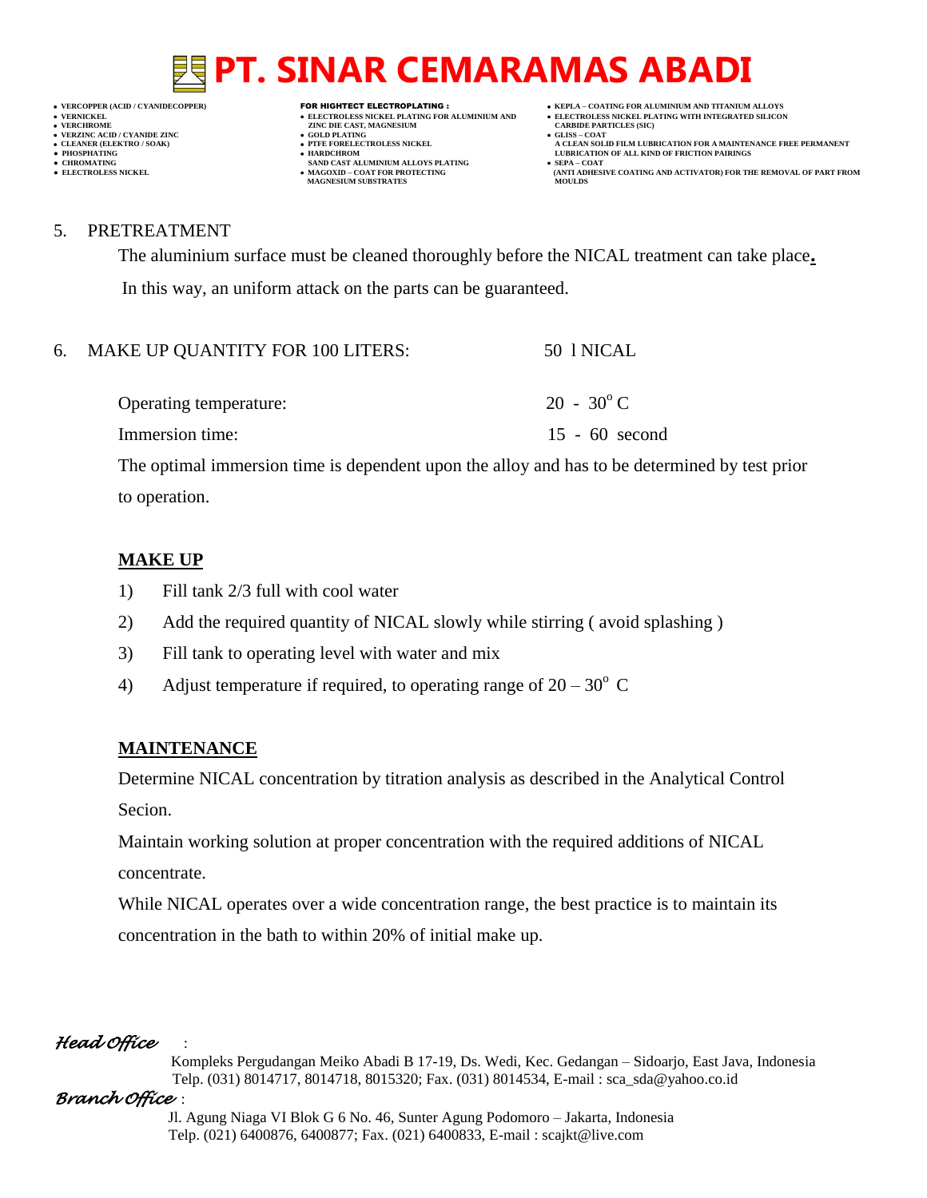5. PRETREATMENT

The aluminium surface must be cleaned thoroughly before the NICAL treatment can take place**.**

In this way, an uniform attack on the parts can be guaranteed.

6. MAKE UP QUANTITY FOR 100 LITERS: 50 l NICAL

| | |
|---|---|
| Operating temperature: | 20 - 30$^{o}$ C |
| Immersion time: | 15 - 60 second |

The optimal immersion time is dependent upon the alloy and has to be determined by test prior to operation.

**MAKE UP**

1) Fill tank 2/3 full with cool water
2) Add the required quantity of NICAL slowly while stirring ( avoid splashing )
3) Fill tank to operating level with water and mix
4) Adjust temperature if required, to operating range of 20 – 30$^{o}$ C

**MAINTENANCE**

Determine NICAL concentration by titration analysis as described in the Analytical Control Secion.

Maintain working solution at proper concentration with the required additions of NICAL concentrate.

While NICAL operates over a wide concentration range, the best practice is to maintain its concentration in the bath to within 20% of initial make up.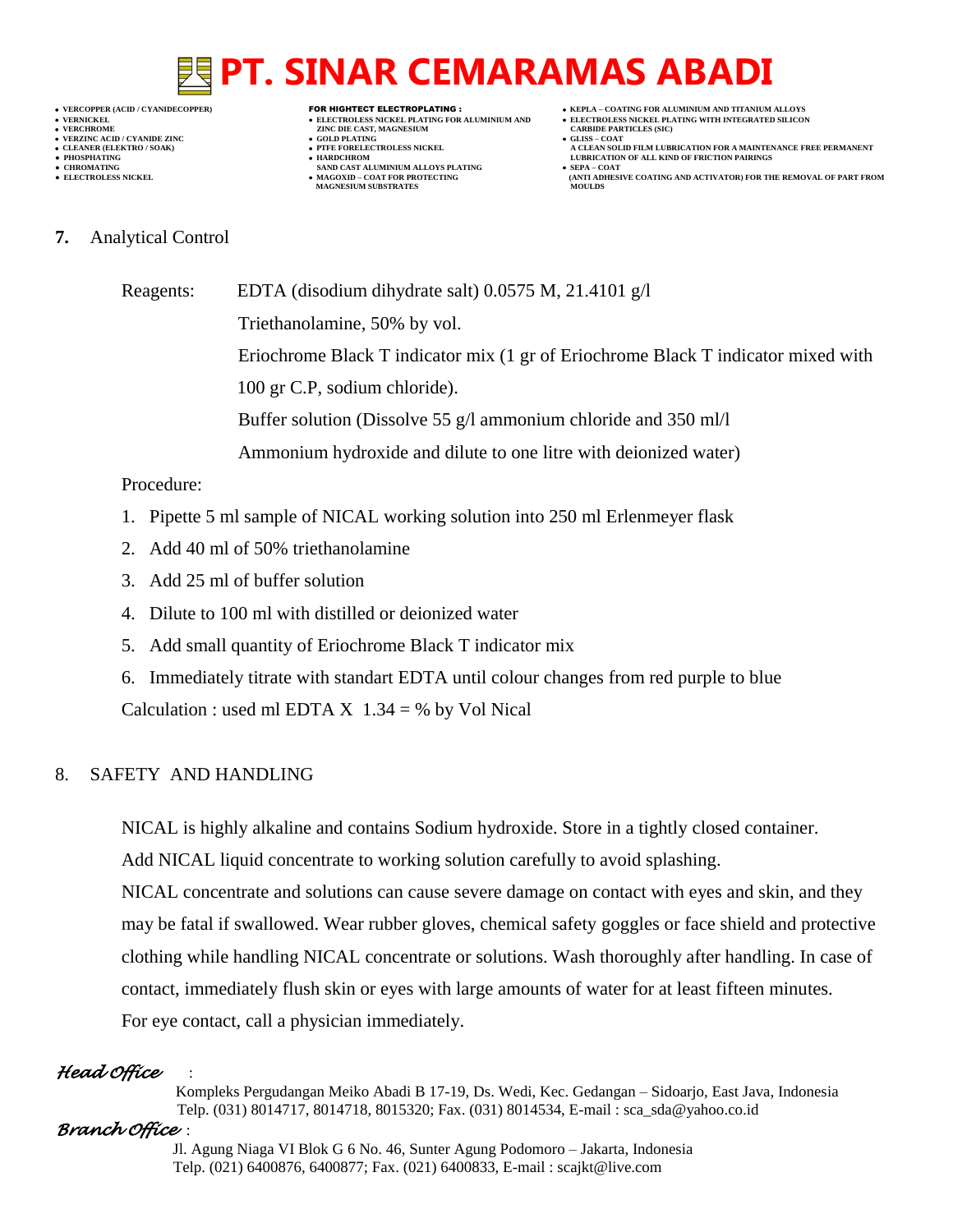## 7. Analytical Control

Reagents: EDTA (disodium dihydrate salt) 0.0575 M, 21.4101 g/l

Triethanolamine, 50% by vol.

Eriochrome Black T indicator mix (1 gr of Eriochrome Black T indicator mixed with 100 gr C.P, sodium chloride).

Buffer solution (Dissolve 55 g/l ammonium chloride and 350 ml/l Ammonium hydroxide and dilute to one litre with deionized water)

Procedure:

1. Pipette 5 ml sample of NICAL working solution into 250 ml Erlenmeyer flask
2. Add 40 ml of 50% triethanolamine
3. Add 25 ml of buffer solution
4. Dilute to 100 ml with distilled or deionized water
5. Add small quantity of Eriochrome Black T indicator mix
6. Immediately titrate with standart EDTA until colour changes from red purple to blue

Calculation : used ml EDTA X 1.34 = % by Vol Nical

## 8. SAFETY AND HANDLING

NICAL is highly alkaline and contains Sodium hydroxide. Store in a tightly closed container. Add NICAL liquid concentrate to working solution carefully to avoid splashing.

NICAL concentrate and solutions can cause severe damage on contact with eyes and skin, and they may be fatal if swallowed. Wear rubber gloves, chemical safety goggles or face shield and protective clothing while handling NICAL concentrate or solutions. Wash thoroughly after handling. In case of contact, immediately flush skin or eyes with large amounts of water for at least fifteen minutes. For eye contact, call a physician immediately.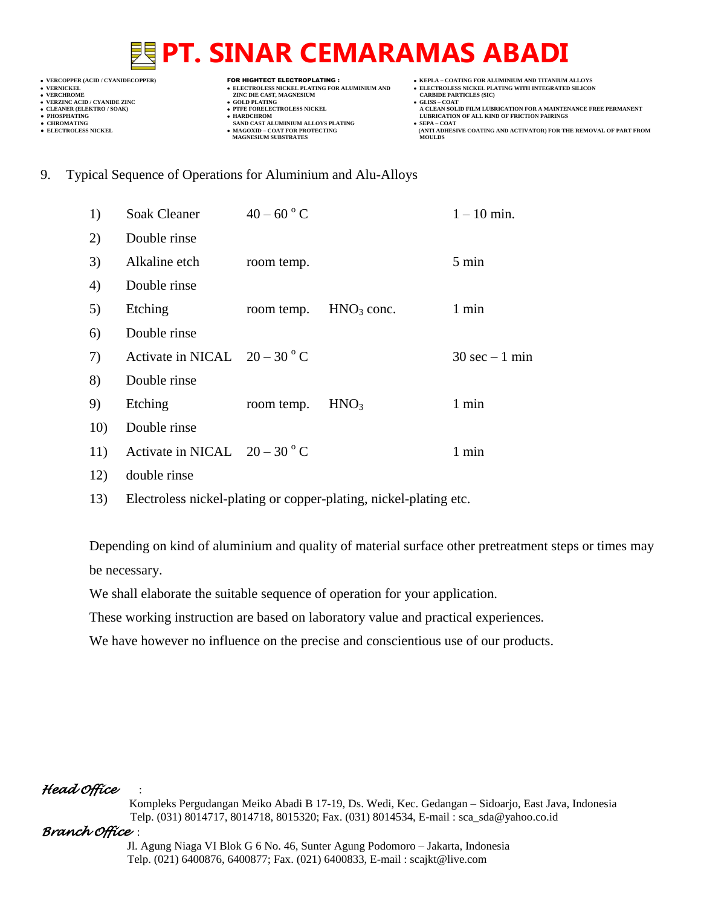9. Typical Sequence of Operations for Aluminium and Alu-Alloys

| | | | | |
|---|---|---|---|---|
| 1) | Soak Cleaner | 40 – 60 °C | | 1 – 10 min. |
| 2) | Double rinse | | | |
| 3) | Alkaline etch | room temp. | | 5 min |
| 4) | Double rinse | | | |
| 5) | Etching | room temp. | $HNO_3$ conc. | 1 min |
| 6) | Double rinse | | | |
| 7) | Activate in NICAL | 20 – 30 °C | | 30 sec – 1 min |
| 8) | Double rinse | | | |
| 9) | Etching | room temp. | $HNO_3$ | 1 min |
| 10) | Double rinse | | | |
| 11) | Activate in NICAL | 20 – 30 °C | | 1 min |
| 12) | double rinse | | | |
| 13) | Electroless nickel-plating or copper-plating, nickel-plating etc. | | | |

Depending on kind of aluminium and quality of material surface other pretreatment steps or times may be necessary.

We shall elaborate the suitable sequence of operation for your application.

These working instruction are based on laboratory value and practical experiences.

We have however no influence on the precise and conscientious use of our products.